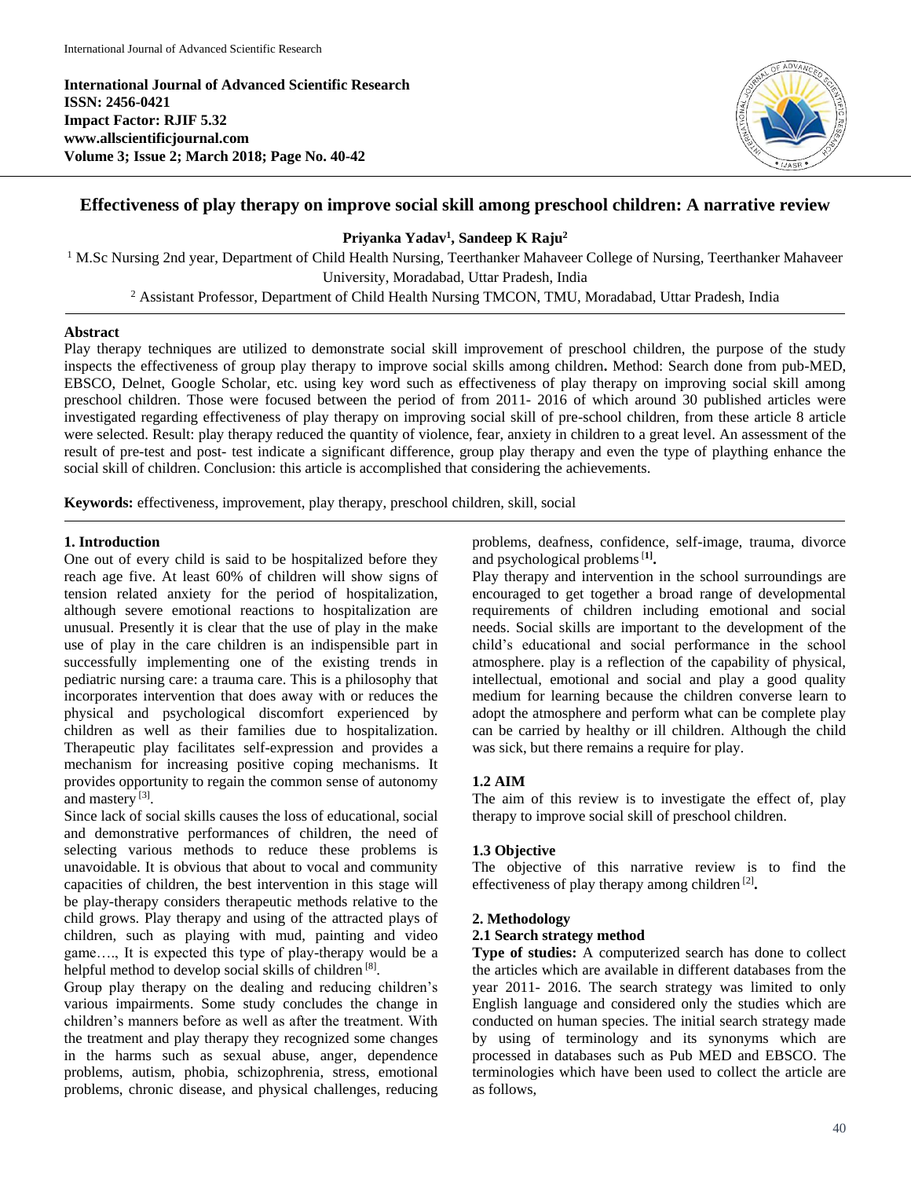**International Journal of Advanced Scientific Research**
**ISSN: 2456-0421**
**Impact Factor: RJIF 5.32**
**www.allscientificjournal.com**
**Volume 3; Issue 2; March 2018; Page No. 40-42**

# Effectiveness of play therapy on improve social skill among preschool children: A narrative review

**Priyanka Yadav[1], Sandeep K Raju[2]**

[1] M.Sc Nursing 2nd year, Department of Child Health Nursing, Teerthanker Mahaveer College of Nursing, Teerthanker Mahaveer University, Moradabad, Uttar Pradesh, India

[2] Assistant Professor, Department of Child Health Nursing TMCON, TMU, Moradabad, Uttar Pradesh, India

## Abstract

Play therapy techniques are utilized to demonstrate social skill improvement of preschool children, the purpose of the study inspects the effectiveness of group play therapy to improve social skills among children**.** Method: Search done from pub-MED, EBSCO, Delnet, Google Scholar, etc. using key word such as effectiveness of play therapy on improving social skill among preschool children. Those were focused between the period of from 2011- 2016 of which around 30 published articles were investigated regarding effectiveness of play therapy on improving social skill of pre-school children, from these article 8 article were selected. Result: play therapy reduced the quantity of violence, fear, anxiety in children to a great level. An assessment of the result of pre-test and post- test indicate a significant difference, group play therapy and even the type of plaything enhance the social skill of children. Conclusion: this article is accomplished that considering the achievements.

**Keywords:** effectiveness, improvement, play therapy, preschool children, skill, social

## 1. Introduction

One out of every child is said to be hospitalized before they reach age five. At least 60% of children will show signs of tension related anxiety for the period of hospitalization, although severe emotional reactions to hospitalization are unusual. Presently it is clear that the use of play in the make use of play in the care children is an indispensible part in successfully implementing one of the existing trends in pediatric nursing care: a trauma care. This is a philosophy that incorporates intervention that does away with or reduces the physical and psychological discomfort experienced by children as well as their families due to hospitalization. Therapeutic play facilitates self-expression and provides a mechanism for increasing positive coping mechanisms. It provides opportunity to regain the common sense of autonomy and mastery [3].

Since lack of social skills causes the loss of educational, social and demonstrative performances of children, the need of selecting various methods to reduce these problems is unavoidable. It is obvious that about to vocal and community capacities of children, the best intervention in this stage will be play-therapy considers therapeutic methods relative to the child grows. Play therapy and using of the attracted plays of children, such as playing with mud, painting and video game…., It is expected this type of play-therapy would be a helpful method to develop social skills of children [8].

Group play therapy on the dealing and reducing children's various impairments. Some study concludes the change in children's manners before as well as after the treatment. With the treatment and play therapy they recognized some changes in the harms such as sexual abuse, anger, dependence problems, autism, phobia, schizophrenia, stress, emotional problems, chronic disease, and physical challenges, reducing problems, deafness, confidence, self-image, trauma, divorce and psychological problems [1]**.**

Play therapy and intervention in the school surroundings are encouraged to get together a broad range of developmental requirements of children including emotional and social needs. Social skills are important to the development of the child's educational and social performance in the school atmosphere. play is a reflection of the capability of physical, intellectual, emotional and social and play a good quality medium for learning because the children converse learn to adopt the atmosphere and perform what can be complete play can be carried by healthy or ill children. Although the child was sick, but there remains a require for play.

### 1.2 AIM

The aim of this review is to investigate the effect of, play therapy to improve social skill of preschool children.

### 1.3 Objective

The objective of this narrative review is to find the effectiveness of play therapy among children [2]**.**

## 2. Methodology

### 2.1 Search strategy method

**Type of studies:** A computerized search has done to collect the articles which are available in different databases from the year 2011- 2016. The search strategy was limited to only English language and considered only the studies which are conducted on human species. The initial search strategy made by using of terminology and its synonyms which are processed in databases such as Pub MED and EBSCO. The terminologies which have been used to collect the article are as follows,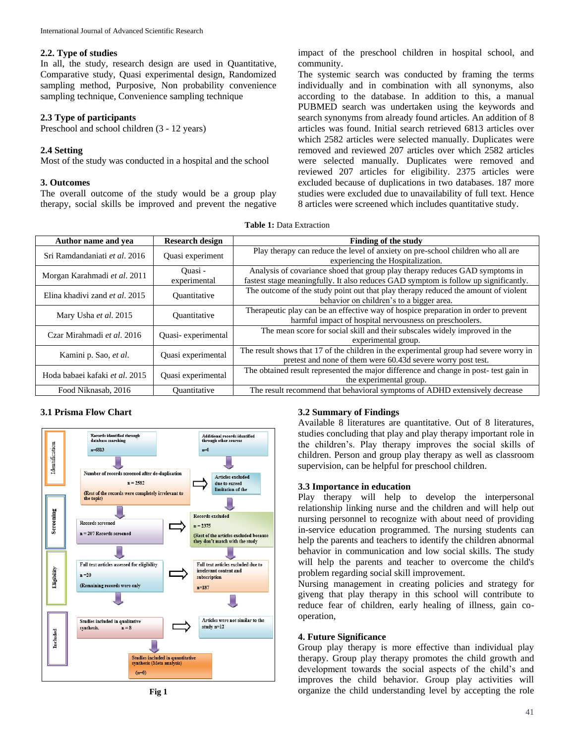## 2.2. Type of studies

In all, the study, research design are used in Quantitative, Comparative study, Quasi experimental design, Randomized sampling method, Purposive, Non probability convenience sampling technique, Convenience sampling technique

## 2.3 Type of participants

Preschool and school children (3 - 12 years)

## 2.4 Setting

Most of the study was conducted in a hospital and the school

## 3. Outcomes

The overall outcome of the study would be a group play therapy, social skills be improved and prevent the negative impact of the preschool children in hospital school, and community.

The systemic search was conducted by framing the terms individually and in combination with all synonyms, also according to the database. In addition to this, a manual PUBMED search was undertaken using the keywords and search synonyms from already found articles. An addition of 8 articles was found. Initial search retrieved 6813 articles over which 2582 articles were selected manually. Duplicates were removed and reviewed 207 articles over which 2582 articles were selected manually. Duplicates were removed and reviewed 207 articles for eligibility. 2375 articles were excluded because of duplications in two databases. 187 more studies were excluded due to unavailability of full text. Hence 8 articles were screened which includes quantitative study.

**Table 1:** Data Extraction

| Author name and yea | Research design | Finding of the study |
|---|---|---|
| Sri Ramdandaniati *et al*. 2016 | Quasi experiment | Play therapy can reduce the level of anxiety on pre-school children who all are experiencing the Hospitalization. |
| Morgan Karahmadi *et al*. 2011 | Quasi - experimental | Analysis of covariance shoed that group play therapy reduces GAD symptoms in fastest stage meaningfully. It also reduces GAD symptom is follow up significantly. |
| Elina khadivi zand *et al*. 2015 | Quantitative | The outcome of the study point out that play therapy reduced the amount of violent behavior on children's to a bigger area. |
| Mary Usha *et al*. 2015 | Quantitative | Therapeutic play can be an effective way of hospice preparation in order to prevent harmful impact of hospital nervousness on preschoolers. |
| Czar Mirahmadi *et al*. 2016 | Quasi- experimental | The mean score for social skill and their subscales widely improved in the experimental group. |
| Kamini p. Sao, *et al*. | Quasi experimental | The result shows that 17 of the children in the experimental group had severe worry in pretest and none of them were 60.43d severe worry post test. |
| Hoda babaei kafaki *et al*. 2015 | Quasi experimental | The obtained result represented the major difference and change in post- test gain in the experimental group. |
| Food Niknasab, 2016 | Quantitative | The result recommend that behavioral symptoms of ADHD extensively decrease |

## 3.1 Prisma Flow Chart

**Identification**
- Records identified through database searching n=6813
- Additional records identified through other sources n=0
- Number of records screened after de-duplication n = 2582 (Rest of the records were completely irrelevant to the topic)
- Articles excluded due to exceed limitation of the

**Screening**
- Records screened n = 207 Records screened
- Records excluded n = 2375 (Rest of the articles excluded because they don't match with the study

**Eligibility**
- Full text articles assessed for eligibility n =20 (Remaining records were only
- Full text articles excluded due to irrelevant content and subscription n=187

**Included**
- Studies included in qualitative synthesis. n = 8
- Articles were not similar to the study n=12
- Studies included in quantitative synthesis (Meta analysis) (n=0)

**Fig 1**

## 3.2 Summary of Findings

Available 8 literatures are quantitative. Out of 8 literatures, studies concluding that play and play therapy important role in the children's. Play therapy improves the social skills of children. Person and group play therapy as well as classroom supervision, can be helpful for preschool children.

## 3.3 Importance in education

Play therapy will help to develop the interpersonal relationship linking nurse and the children and will help out nursing personnel to recognize with about need of providing in-service education programmed. The nursing students can help the parents and teachers to identify the children abnormal behavior in communication and low social skills. The study will help the parents and teacher to overcome the child's problem regarding social skill improvement.

Nursing management in creating policies and strategy for giveng that play therapy in this school will contribute to reduce fear of children, early healing of illness, gain co-operation,

## 4. Future Significance

Group play therapy is more effective than individual play therapy. Group play therapy promotes the child growth and development towards the social aspects of the child's and improves the child behavior. Group play activities will organize the child understanding level by accepting the role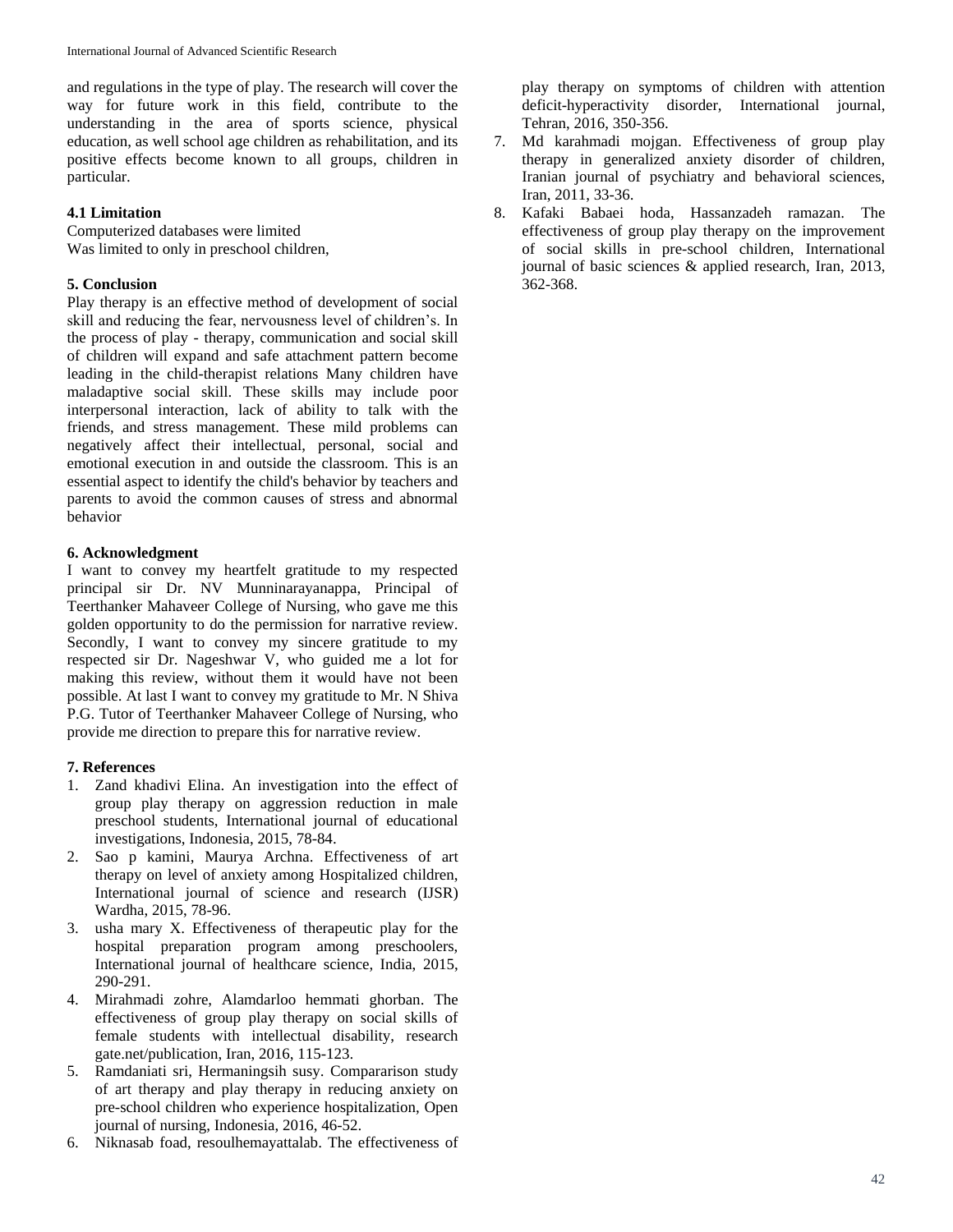and regulations in the type of play. The research will cover the way for future work in this field, contribute to the understanding in the area of sports science, physical education, as well school age children as rehabilitation, and its positive effects become known to all groups, children in particular.

### 4.1 Limitation

Computerized databases were limited
Was limited to only in preschool children,

## 5. Conclusion

Play therapy is an effective method of development of social skill and reducing the fear, nervousness level of children's. In the process of play - therapy, communication and social skill of children will expand and safe attachment pattern become leading in the child-therapist relations Many children have maladaptive social skill. These skills may include poor interpersonal interaction, lack of ability to talk with the friends, and stress management. These mild problems can negatively affect their intellectual, personal, social and emotional execution in and outside the classroom. This is an essential aspect to identify the child's behavior by teachers and parents to avoid the common causes of stress and abnormal behavior

## 6. Acknowledgment

I want to convey my heartfelt gratitude to my respected principal sir Dr. NV Munninarayanappa, Principal of Teerthanker Mahaveer College of Nursing, who gave me this golden opportunity to do the permission for narrative review. Secondly, I want to convey my sincere gratitude to my respected sir Dr. Nageshwar V, who guided me a lot for making this review, without them it would have not been possible. At last I want to convey my gratitude to Mr. N Shiva P.G. Tutor of Teerthanker Mahaveer College of Nursing, who provide me direction to prepare this for narrative review.

## 7. References

1. Zand khadivi Elina. An investigation into the effect of group play therapy on aggression reduction in male preschool students, International journal of educational investigations, Indonesia, 2015, 78-84.
2. Sao p kamini, Maurya Archna. Effectiveness of art therapy on level of anxiety among Hospitalized children, International journal of science and research (IJSR) Wardha, 2015, 78-96.
3. usha mary X. Effectiveness of therapeutic play for the hospital preparation program among preschoolers, International journal of healthcare science, India, 2015, 290-291.
4. Mirahmadi zohre, Alamdarloo hemmati ghorban. The effectiveness of group play therapy on social skills of female students with intellectual disability, research gate.net/publication, Iran, 2016, 115-123.
5. Ramdaniati sri, Hermaningsih susy. Compararison study of art therapy and play therapy in reducing anxiety on pre-school children who experience hospitalization, Open journal of nursing, Indonesia, 2016, 46-52.
6. Niknasab foad, resoulhemayattalab. The effectiveness of play therapy on symptoms of children with attention deficit-hyperactivity disorder, International journal, Tehran, 2016, 350-356.
7. Md karahmadi mojgan. Effectiveness of group play therapy in generalized anxiety disorder of children, Iranian journal of psychiatry and behavioral sciences, Iran, 2011, 33-36.
8. Kafaki Babaei hoda, Hassanzadeh ramazan. The effectiveness of group play therapy on the improvement of social skills in pre-school children, International journal of basic sciences & applied research, Iran, 2013, 362-368.